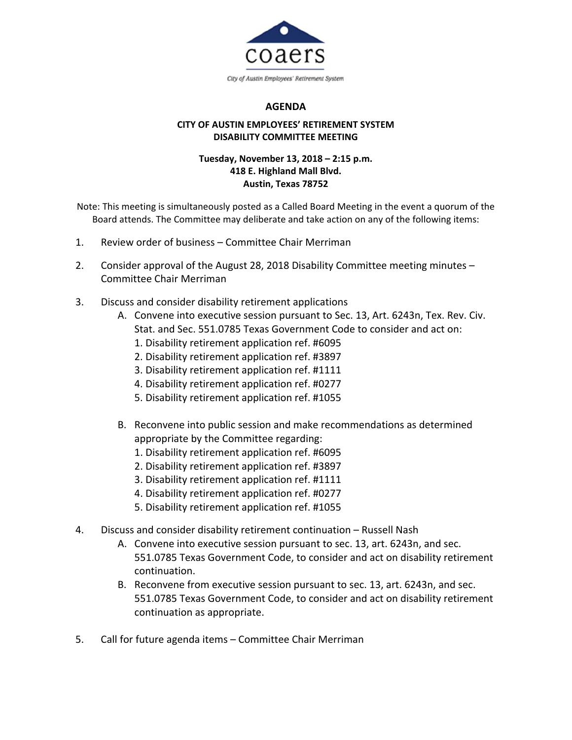coaers

City of Austin Employees' Retirement System

# AGENDA

## CITY OF AUSTIN EMPLOYEES' RETIREMENT SYSTEM DISABILITY COMMITTEE MEETING

**Tuesday, November 13, 2018 – 2:15 p.m.**
**418 E. Highland Mall Blvd.**
**Austin, Texas 78752**

Note: This meeting is simultaneously posted as a Called Board Meeting in the event a quorum of the Board attends. The Committee may deliberate and take action on any of the following items:

1. Review order of business – Committee Chair Merriman

2. Consider approval of the August 28, 2018 Disability Committee meeting minutes – Committee Chair Merriman

3. Discuss and consider disability retirement applications
   - A. Convene into executive session pursuant to Sec. 13, Art. 6243n, Tex. Rev. Civ. Stat. and Sec. 551.0785 Texas Government Code to consider and act on:
     1. Disability retirement application ref. #6095
     2. Disability retirement application ref. #3897
     3. Disability retirement application ref. #1111
     4. Disability retirement application ref. #0277
     5. Disability retirement application ref. #1055
   - B. Reconvene into public session and make recommendations as determined appropriate by the Committee regarding:
     1. Disability retirement application ref. #6095
     2. Disability retirement application ref. #3897
     3. Disability retirement application ref. #1111
     4. Disability retirement application ref. #0277
     5. Disability retirement application ref. #1055

4. Discuss and consider disability retirement continuation – Russell Nash
   - A. Convene into executive session pursuant to sec. 13, art. 6243n, and sec. 551.0785 Texas Government Code, to consider and act on disability retirement continuation.
   - B. Reconvene from executive session pursuant to sec. 13, art. 6243n, and sec. 551.0785 Texas Government Code, to consider and act on disability retirement continuation as appropriate.

5. Call for future agenda items – Committee Chair Merriman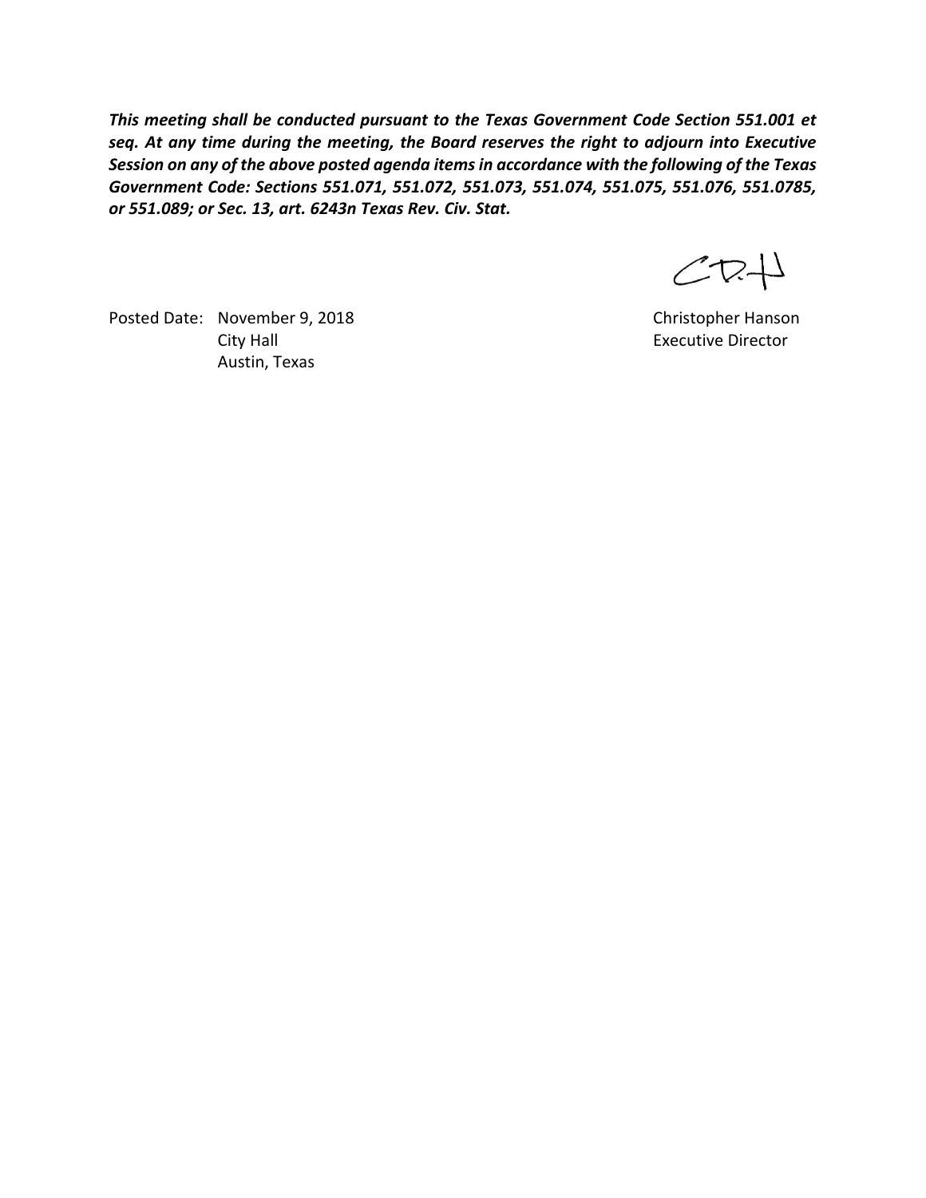***This meeting shall be conducted pursuant to the Texas Government Code Section 551.001 et seq. At any time during the meeting, the Board reserves the right to adjourn into Executive Session on any of the above posted agenda items in accordance with the following of the Texas Government Code: Sections 551.071, 551.072, 551.073, 551.074, 551.075, 551.076, 551.0785, or 551.089; or Sec. 13, art. 6243n Texas Rev. Civ. Stat.***

Posted Date: November 9, 2018
City Hall
Austin, Texas

Christopher Hanson
Executive Director